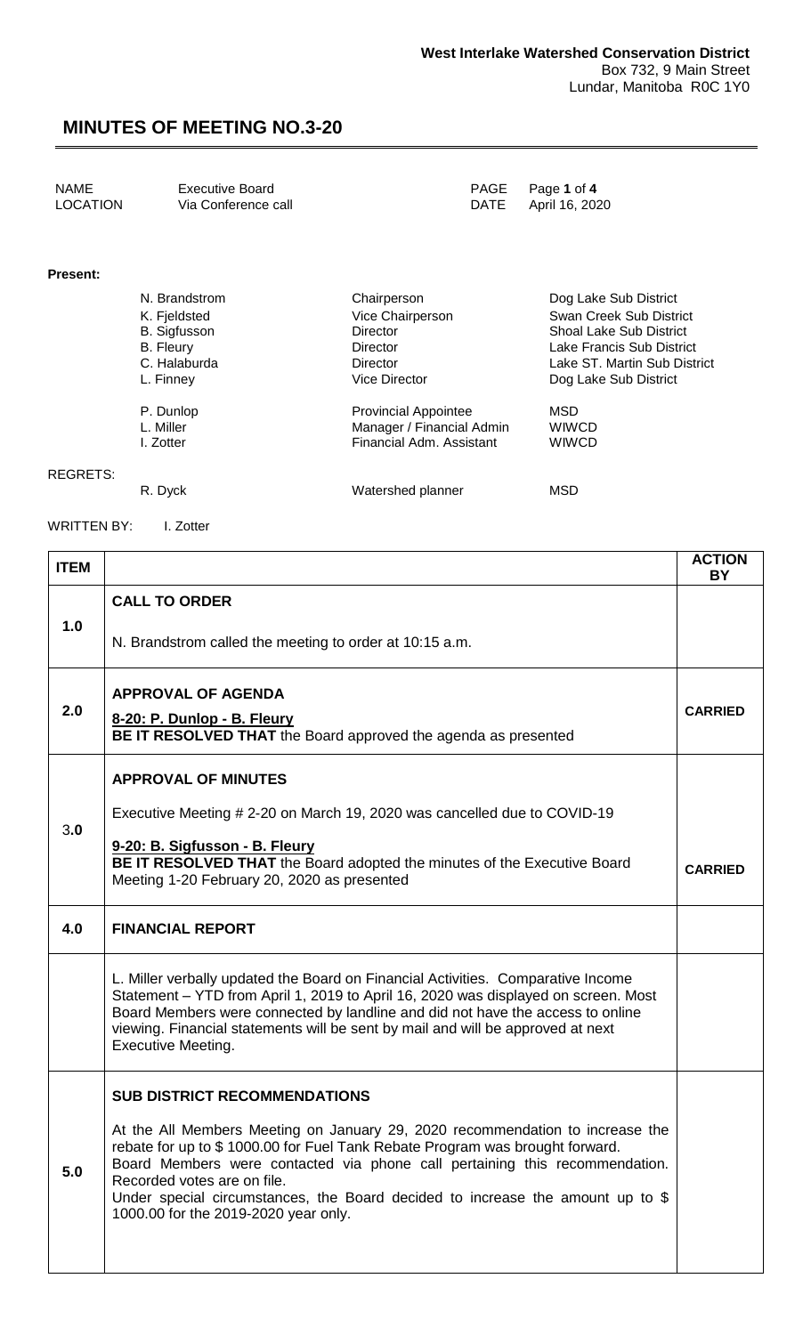West Interlake Watershed Conservation District
Box 732, 9 Main Street
Lundar, Manitoba R0C 1Y0

# MINUTES OF MEETING NO.3-20

| NAME | Executive Board | PAGE | Page **1** of **4** |
|---|---|---|---|
| LOCATION | Via Conference call | DATE | April 16, 2020 |

**Present:**

| | | |
|---|---|---|
| N. Brandstrom | Chairperson | Dog Lake Sub District |
| K. Fjeldsted | Vice Chairperson | Swan Creek Sub District |
| B. Sigfusson | Director | Shoal Lake Sub District |
| B. Fleury | Director | Lake Francis Sub District |
| C. Halaburda | Director | Lake ST. Martin Sub District |
| L. Finney | Vice Director | Dog Lake Sub District |
| P. Dunlop | Provincial Appointee | MSD |
| L. Miller | Manager / Financial Admin | WIWCD |
| I. Zotter | Financial Adm. Assistant | WIWCD |

REGRETS:

| | | |
|---|---|---|
| R. Dyck | Watershed planner | MSD |

WRITTEN BY: I. Zotter

| ITEM | | ACTION BY |
|---|---|---|
| 1.0 | **CALL TO ORDER**<br><br>N. Brandstrom called the meeting to order at 10:15 a.m. | |
| 2.0 | **APPROVAL OF AGENDA**<br><br>**8-20: P. Dunlop - B. Fleury**<br>**BE IT RESOLVED THAT** the Board approved the agenda as presented | **CARRIED** |
| 3.0 | **APPROVAL OF MINUTES**<br><br>Executive Meeting # 2-20 on March 19, 2020 was cancelled due to COVID-19<br><br>**9-20: B. Sigfusson - B. Fleury**<br>**BE IT RESOLVED THAT** the Board adopted the minutes of the Executive Board Meeting 1-20 February 20, 2020 as presented | **CARRIED** |
| 4.0 | **FINANCIAL REPORT** | |
| | L. Miller verbally updated the Board on Financial Activities. Comparative Income Statement – YTD from April 1, 2019 to April 16, 2020 was displayed on screen. Most Board Members were connected by landline and did not have the access to online viewing. Financial statements will be sent by mail and will be approved at next Executive Meeting. | |
| 5.0 | **SUB DISTRICT RECOMMENDATIONS**<br><br>At the All Members Meeting on January 29, 2020 recommendation to increase the rebate for up to $ 1000.00 for Fuel Tank Rebate Program was brought forward. Board Members were contacted via phone call pertaining this recommendation. Recorded votes are on file.<br>Under special circumstances, the Board decided to increase the amount up to $ 1000.00 for the 2019-2020 year only. | |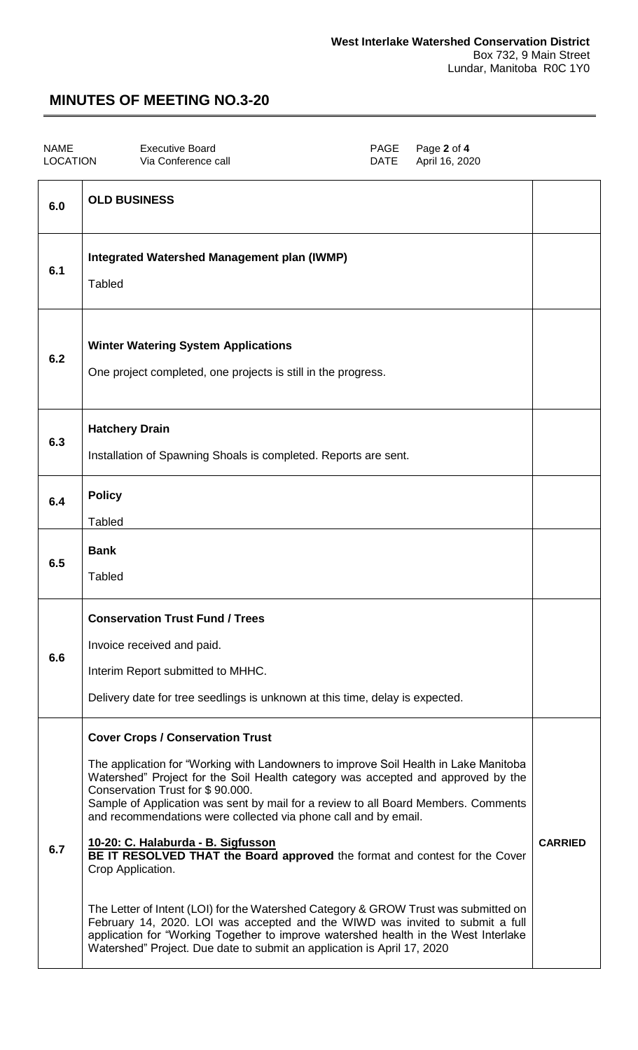**West Interlake Watershed Conservation District**
Box 732, 9 Main Street
Lundar, Manitoba R0C 1Y0

# MINUTES OF MEETING NO.3-20

| NAME | Executive Board | PAGE | Page **2** of **4** |
|---|---|---|---|
| LOCATION | Via Conference call | DATE | April 16, 2020 |

| | | |
|---|---|---|
| **6.0** | **OLD BUSINESS** | |
| **6.1** | **Integrated Watershed Management plan (IWMP)**<br><br>Tabled | |
| **6.2** | **Winter Watering System Applications**<br><br>One project completed, one projects is still in the progress. | |
| **6.3** | **Hatchery Drain**<br><br>Installation of Spawning Shoals is completed. Reports are sent. | |
| **6.4** | **Policy**<br><br>Tabled | |
| **6.5** | **Bank**<br><br>Tabled | |
| **6.6** | **Conservation Trust Fund / Trees**<br><br>Invoice received and paid.<br><br>Interim Report submitted to MHHC.<br><br>Delivery date for tree seedlings is unknown at this time, delay is expected. | |
| **6.7** | **Cover Crops / Conservation Trust**<br><br>The application for "Working with Landowners to improve Soil Health in Lake Manitoba Watershed" Project for the Soil Health category was accepted and approved by the Conservation Trust for $ 90.000.<br>Sample of Application was sent by mail for a review to all Board Members. Comments and recommendations were collected via phone call and by email.<br><br>**10-20: C. Halaburda - B. Sigfusson**<br>**BE IT RESOLVED THAT the Board approved** the format and contest for the Cover Crop Application.<br><br>The Letter of Intent (LOI) for the Watershed Category & GROW Trust was submitted on February 14, 2020. LOI was accepted and the WIWD was invited to submit a full application for "Working Together to improve watershed health in the West Interlake Watershed" Project. Due date to submit an application is April 17, 2020 | **CARRIED** |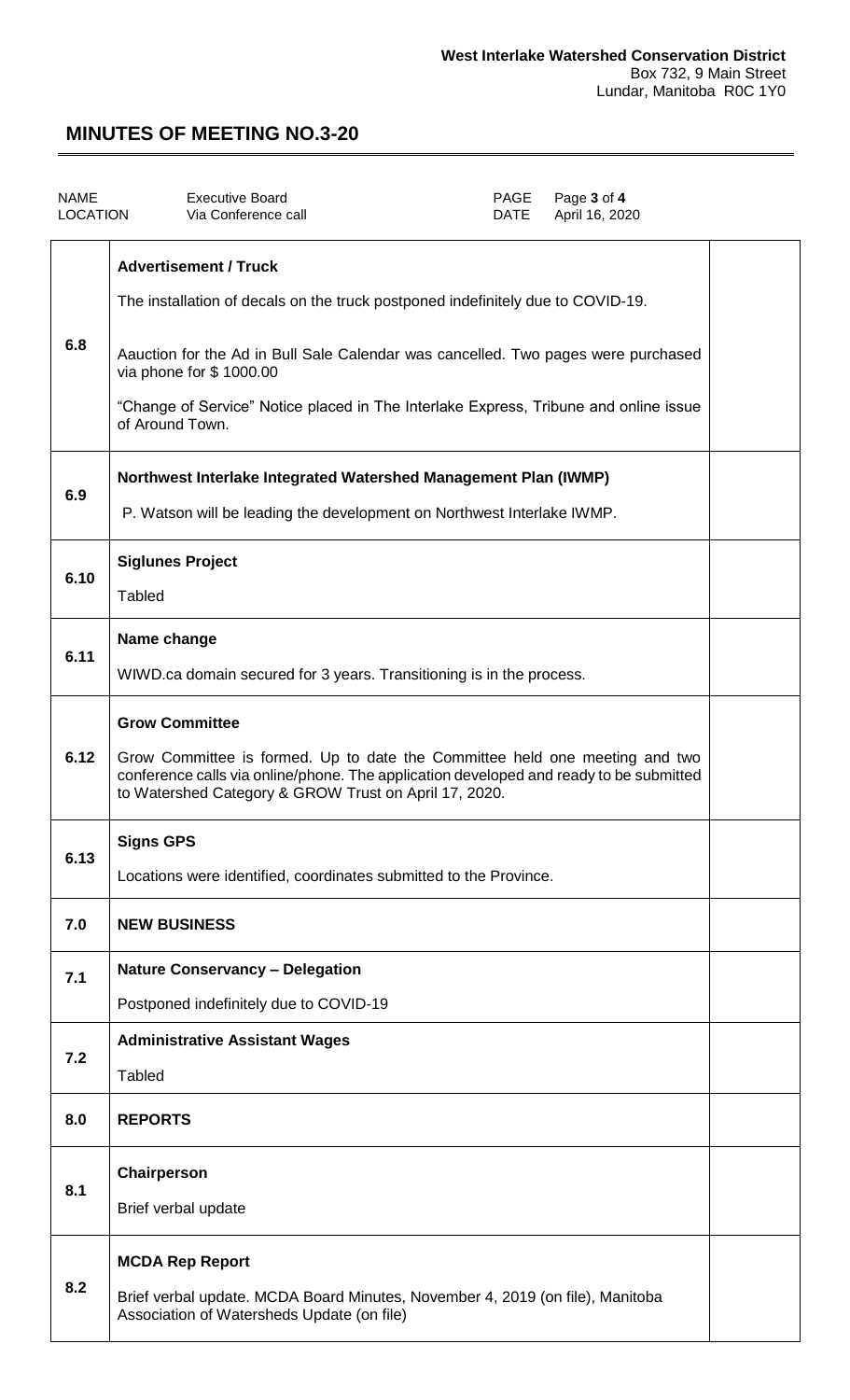**West Interlake Watershed Conservation District**
Box 732, 9 Main Street
Lundar, Manitoba R0C 1Y0

# MINUTES OF MEETING NO.3-20

| NAME | Executive Board | PAGE | Page 3 of 4 |
|---|---|---|---|
| LOCATION | Via Conference call | DATE | April 16, 2020 |

| | | |
|---|---|---|
| 6.8 | **Advertisement / Truck**<br><br>The installation of decals on the truck postponed indefinitely due to COVID-19.<br><br>Aauction for the Ad in Bull Sale Calendar was cancelled. Two pages were purchased via phone for $ 1000.00<br><br>"Change of Service" Notice placed in The Interlake Express, Tribune and online issue of Around Town. | |
| 6.9 | **Northwest Interlake Integrated Watershed Management Plan (IWMP)**<br><br>P. Watson will be leading the development on Northwest Interlake IWMP. | |
| 6.10 | **Siglunes Project**<br><br>Tabled | |
| 6.11 | **Name change**<br><br>WIWD.ca domain secured for 3 years. Transitioning is in the process. | |
| 6.12 | **Grow Committee**<br><br>Grow Committee is formed. Up to date the Committee held one meeting and two conference calls via online/phone. The application developed and ready to be submitted to Watershed Category & GROW Trust on April 17, 2020. | |
| 6.13 | **Signs GPS**<br><br>Locations were identified, coordinates submitted to the Province. | |
| 7.0 | **NEW BUSINESS** | |
| 7.1 | **Nature Conservancy – Delegation**<br><br>Postponed indefinitely due to COVID-19 | |
| 7.2 | **Administrative Assistant Wages**<br><br>Tabled | |
| 8.0 | **REPORTS** | |
| 8.1 | **Chairperson**<br><br>Brief verbal update | |
| 8.2 | **MCDA Rep Report**<br><br>Brief verbal update. MCDA Board Minutes, November 4, 2019 (on file), Manitoba Association of Watersheds Update (on file) | |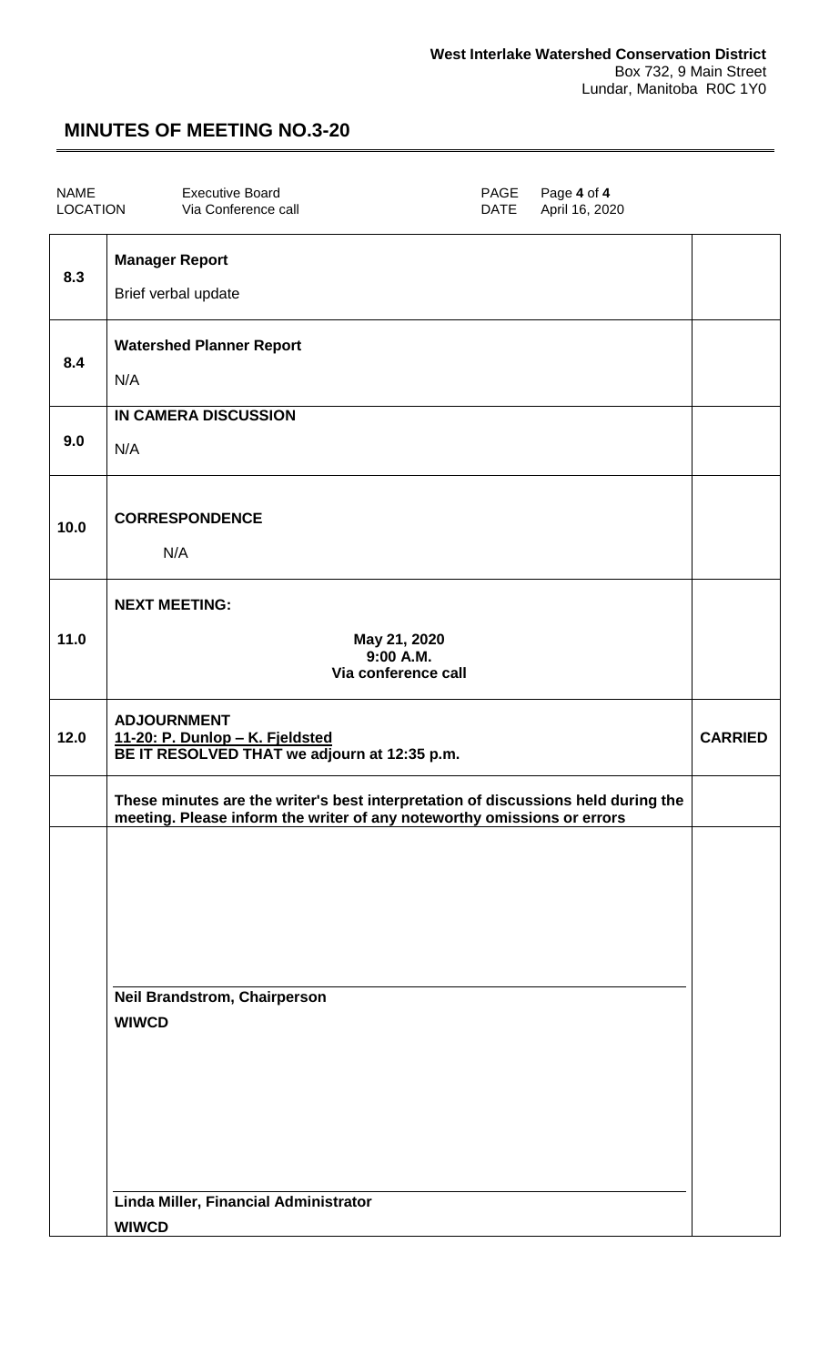**West Interlake Watershed Conservation District**
Box 732, 9 Main Street
Lundar, Manitoba R0C 1Y0

## MINUTES OF MEETING NO.3-20

| | | | |
|---|---|---|---|
| NAME | Executive Board | PAGE | Page **4** of **4** |
| LOCATION | Via Conference call | DATE | April 16, 2020 |

| | | |
|---|---|---|
| **8.3** | **Manager Report**<br><br>Brief verbal update | |
| **8.4** | **Watershed Planner Report**<br><br>N/A | |
| **9.0** | **IN CAMERA DISCUSSION**<br><br>N/A | |
| **10.0** | **CORRESPONDENCE**<br><br>N/A | |
| **11.0** | **NEXT MEETING:**<br><br>**May 21, 2020**<br>**9:00 A.M.**<br>**Via conference call** | |
| **12.0** | **ADJOURNMENT**<br>**11-20: P. Dunlop – K. Fjeldsted**<br>**BE IT RESOLVED THAT we adjourn at 12:35 p.m.** | **CARRIED** |
| | **These minutes are the writer's best interpretation of discussions held during the meeting. Please inform the writer of any noteworthy omissions or errors** | |
| | **Neil Brandstrom, Chairperson**<br>**WIWCD**<br><br>**Linda Miller, Financial Administrator**<br>**WIWCD** | |